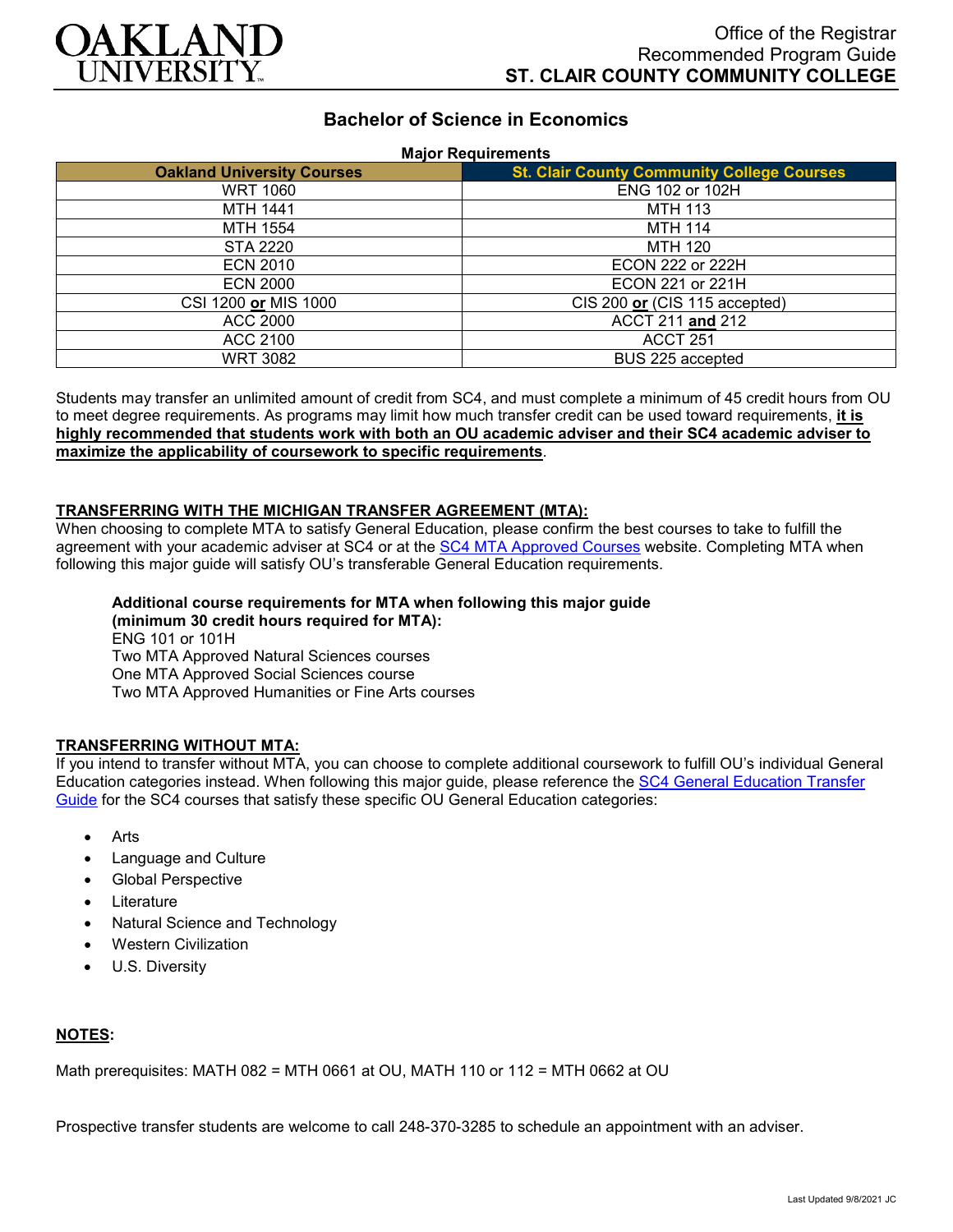Office of the Registrar
Recommended Program Guide
**ST. CLAIR COUNTY COMMUNITY COLLEGE**

# Bachelor of Science in Economics

**Major Requirements**

| Oakland University Courses | St. Clair County Community College Courses |
|---|---|
| WRT 1060 | ENG 102 or 102H |
| MTH 1441 | MTH 113 |
| MTH 1554 | MTH 114 |
| STA 2220 | MTH 120 |
| ECN 2010 | ECON 222 or 222H |
| ECN 2000 | ECON 221 or 221H |
| CSI 1200 **or** MIS 1000 | CIS 200 **or** (CIS 115 accepted) |
| ACC 2000 | ACCT 211 **and** 212 |
| ACC 2100 | ACCT 251 |
| WRT 3082 | BUS 225 accepted |

Students may transfer an unlimited amount of credit from SC4, and must complete a minimum of 45 credit hours from OU to meet degree requirements. As programs may limit how much transfer credit can be used toward requirements, **it is highly recommended that students work with both an OU academic adviser and their SC4 academic adviser to maximize the applicability of coursework to specific requirements**.

## TRANSFERRING WITH THE MICHIGAN TRANSFER AGREEMENT (MTA):

When choosing to complete MTA to satisfy General Education, please confirm the best courses to take to fulfill the agreement with your academic adviser at SC4 or at the SC4 MTA Approved Courses website. Completing MTA when following this major guide will satisfy OU's transferable General Education requirements.

**Additional course requirements for MTA when following this major guide (minimum 30 credit hours required for MTA):**
ENG 101 or 101H
Two MTA Approved Natural Sciences courses
One MTA Approved Social Sciences course
Two MTA Approved Humanities or Fine Arts courses

## TRANSFERRING WITHOUT MTA:

If you intend to transfer without MTA, you can choose to complete additional coursework to fulfill OU's individual General Education categories instead. When following this major guide, please reference the SC4 General Education Transfer Guide for the SC4 courses that satisfy these specific OU General Education categories:

- Arts
- Language and Culture
- Global Perspective
- Literature
- Natural Science and Technology
- Western Civilization
- U.S. Diversity

## NOTES:

Math prerequisites: MATH 082 = MTH 0661 at OU, MATH 110 or 112 = MTH 0662 at OU

Prospective transfer students are welcome to call 248-370-3285 to schedule an appointment with an adviser.

Last Updated 9/8/2021 JC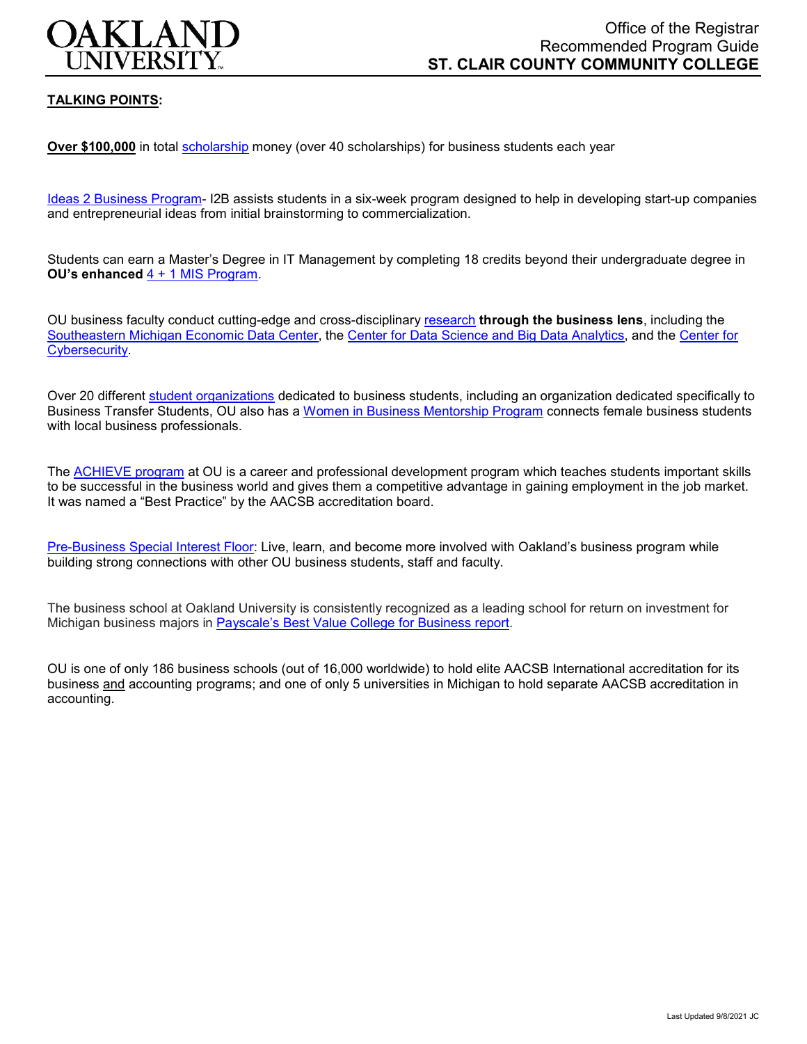**TALKING POINTS:**

**Over $100,000** in total scholarship money (over 40 scholarships) for business students each year

Ideas 2 Business Program- I2B assists students in a six-week program designed to help in developing start-up companies and entrepreneurial ideas from initial brainstorming to commercialization.

Students can earn a Master's Degree in IT Management by completing 18 credits beyond their undergraduate degree in **OU's enhanced** 4 + 1 MIS Program.

OU business faculty conduct cutting-edge and cross-disciplinary research **through the business lens**, including the Southeastern Michigan Economic Data Center, the Center for Data Science and Big Data Analytics, and the Center for Cybersecurity.

Over 20 different student organizations dedicated to business students, including an organization dedicated specifically to Business Transfer Students, OU also has a Women in Business Mentorship Program connects female business students with local business professionals.

The ACHIEVE program at OU is a career and professional development program which teaches students important skills to be successful in the business world and gives them a competitive advantage in gaining employment in the job market. It was named a "Best Practice" by the AACSB accreditation board.

Pre-Business Special Interest Floor: Live, learn, and become more involved with Oakland's business program while building strong connections with other OU business students, staff and faculty.

The business school at Oakland University is consistently recognized as a leading school for return on investment for Michigan business majors in Payscale's Best Value College for Business report.

OU is one of only 186 business schools (out of 16,000 worldwide) to hold elite AACSB International accreditation for its business and accounting programs; and one of only 5 universities in Michigan to hold separate AACSB accreditation in accounting.